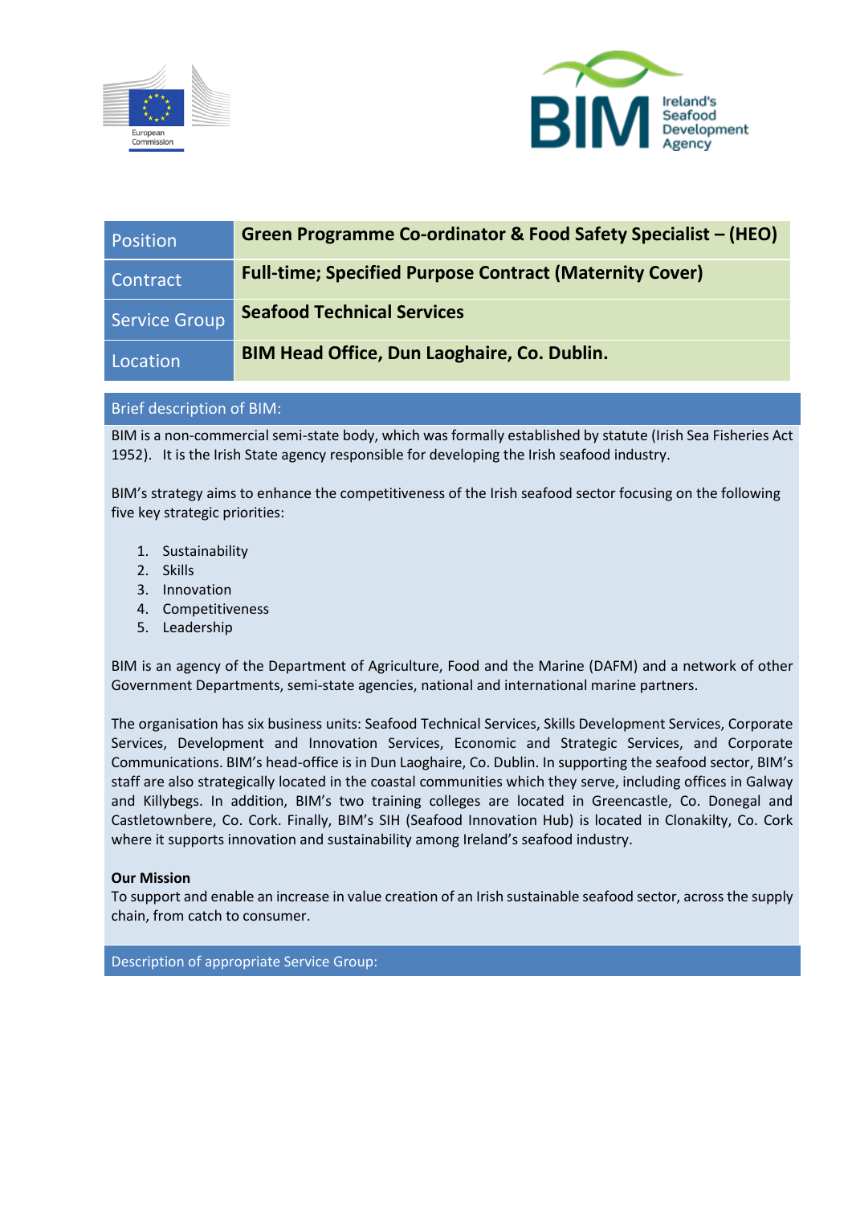| Position | **Green Programme Co-ordinator & Food Safety Specialist – (HEO)** |
|---|---|
| Contract | **Full-time; Specified Purpose Contract (Maternity Cover)** |
| Service Group | **Seafood Technical Services** |
| Location | **BIM Head Office, Dun Laoghaire, Co. Dublin.** |

## Brief description of BIM:

BIM is a non-commercial semi-state body, which was formally established by statute (Irish Sea Fisheries Act 1952). It is the Irish State agency responsible for developing the Irish seafood industry.

BIM's strategy aims to enhance the competitiveness of the Irish seafood sector focusing on the following five key strategic priorities:

1. Sustainability
2. Skills
3. Innovation
4. Competitiveness
5. Leadership

BIM is an agency of the Department of Agriculture, Food and the Marine (DAFM) and a network of other Government Departments, semi-state agencies, national and international marine partners.

The organisation has six business units: Seafood Technical Services, Skills Development Services, Corporate Services, Development and Innovation Services, Economic and Strategic Services, and Corporate Communications. BIM's head-office is in Dun Laoghaire, Co. Dublin. In supporting the seafood sector, BIM's staff are also strategically located in the coastal communities which they serve, including offices in Galway and Killybegs. In addition, BIM's two training colleges are located in Greencastle, Co. Donegal and Castletownbere, Co. Cork. Finally, BIM's SIH (Seafood Innovation Hub) is located in Clonakilty, Co. Cork where it supports innovation and sustainability among Ireland's seafood industry.

**Our Mission**
To support and enable an increase in value creation of an Irish sustainable seafood sector, across the supply chain, from catch to consumer.

## Description of appropriate Service Group: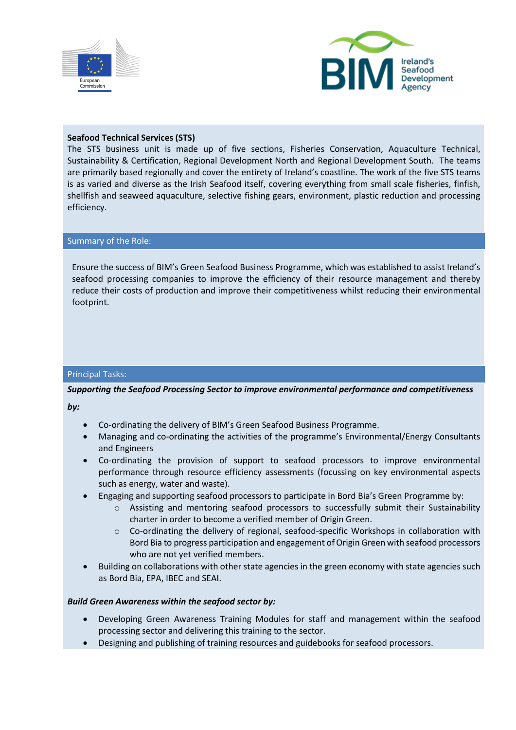**Seafood Technical Services (STS)**

The STS business unit is made up of five sections, Fisheries Conservation, Aquaculture Technical, Sustainability & Certification, Regional Development North and Regional Development South. The teams are primarily based regionally and cover the entirety of Ireland's coastline. The work of the five STS teams is as varied and diverse as the Irish Seafood itself, covering everything from small scale fisheries, finfish, shellfish and seaweed aquaculture, selective fishing gears, environment, plastic reduction and processing efficiency.

## Summary of the Role:

Ensure the success of BIM's Green Seafood Business Programme, which was established to assist Ireland's seafood processing companies to improve the efficiency of their resource management and thereby reduce their costs of production and improve their competitiveness whilst reducing their environmental footprint.

## Principal Tasks:

***Supporting the Seafood Processing Sector to improve environmental performance and competitiveness by:***

- Co-ordinating the delivery of BIM's Green Seafood Business Programme.
- Managing and co-ordinating the activities of the programme's Environmental/Energy Consultants and Engineers
- Co-ordinating the provision of support to seafood processors to improve environmental performance through resource efficiency assessments (focussing on key environmental aspects such as energy, water and waste).
- Engaging and supporting seafood processors to participate in Bord Bia's Green Programme by:
  - Assisting and mentoring seafood processors to successfully submit their Sustainability charter in order to become a verified member of Origin Green.
  - Co-ordinating the delivery of regional, seafood-specific Workshops in collaboration with Bord Bia to progress participation and engagement of Origin Green with seafood processors who are not yet verified members.
- Building on collaborations with other state agencies in the green economy with state agencies such as Bord Bia, EPA, IBEC and SEAI.

***Build Green Awareness within the seafood sector by:***

- Developing Green Awareness Training Modules for staff and management within the seafood processing sector and delivering this training to the sector.
- Designing and publishing of training resources and guidebooks for seafood processors.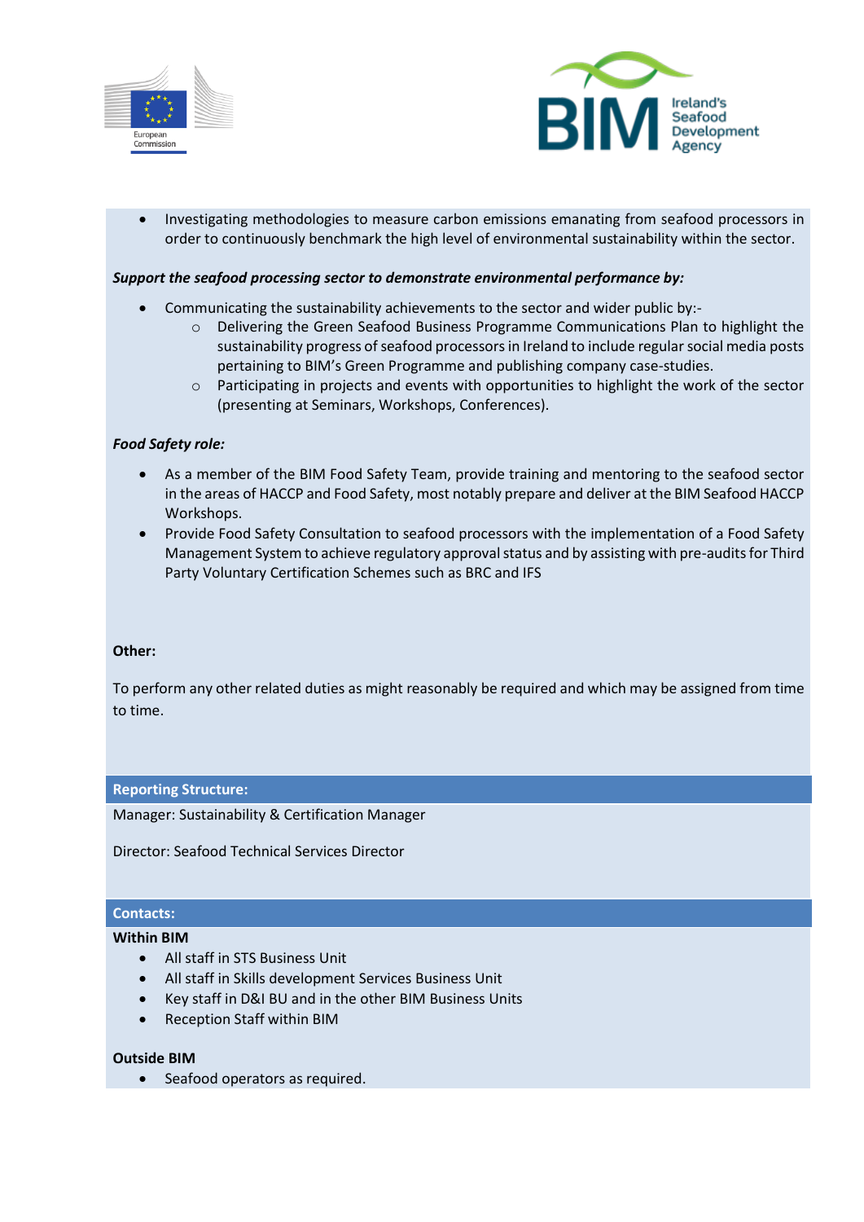- Investigating methodologies to measure carbon emissions emanating from seafood processors in order to continuously benchmark the high level of environmental sustainability within the sector.

***Support the seafood processing sector to demonstrate environmental performance by:***

- Communicating the sustainability achievements to the sector and wider public by:-
  - Delivering the Green Seafood Business Programme Communications Plan to highlight the sustainability progress of seafood processors in Ireland to include regular social media posts pertaining to BIM's Green Programme and publishing company case-studies.
  - Participating in projects and events with opportunities to highlight the work of the sector (presenting at Seminars, Workshops, Conferences).

***Food Safety role:***

- As a member of the BIM Food Safety Team, provide training and mentoring to the seafood sector in the areas of HACCP and Food Safety, most notably prepare and deliver at the BIM Seafood HACCP Workshops.
- Provide Food Safety Consultation to seafood processors with the implementation of a Food Safety Management System to achieve regulatory approval status and by assisting with pre-audits for Third Party Voluntary Certification Schemes such as BRC and IFS

**Other:**

To perform any other related duties as might reasonably be required and which may be assigned from time to time.

## Reporting Structure:

Manager: Sustainability & Certification Manager

Director: Seafood Technical Services Director

## Contacts:

**Within BIM**

- All staff in STS Business Unit
- All staff in Skills development Services Business Unit
- Key staff in D&I BU and in the other BIM Business Units
- Reception Staff within BIM

**Outside BIM**

- Seafood operators as required.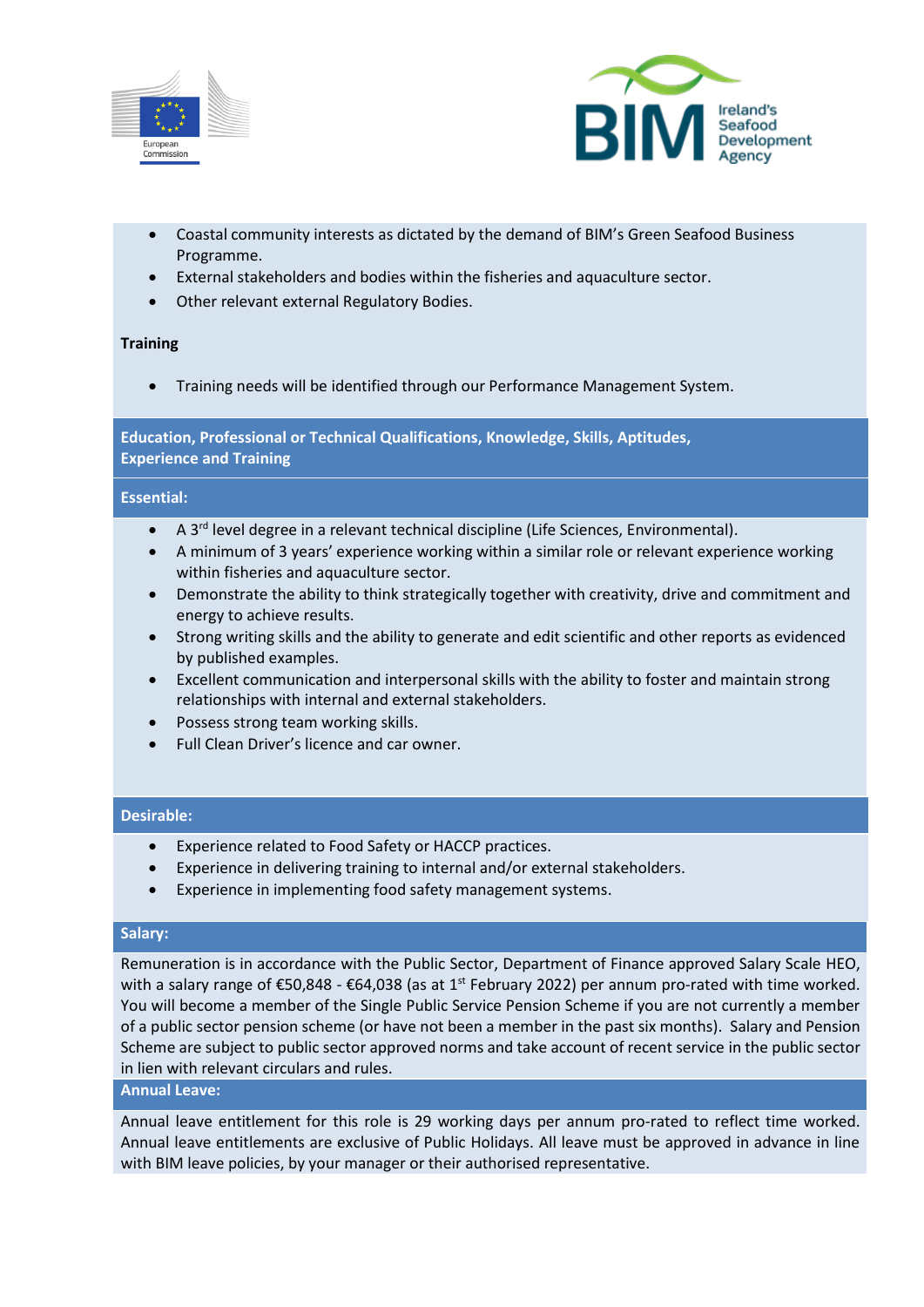- Coastal community interests as dictated by the demand of BIM's Green Seafood Business Programme.
- External stakeholders and bodies within the fisheries and aquaculture sector.
- Other relevant external Regulatory Bodies.

**Training**

- Training needs will be identified through our Performance Management System.

## Education, Professional or Technical Qualifications, Knowledge, Skills, Aptitudes, Experience and Training

### Essential:

- A 3rd level degree in a relevant technical discipline (Life Sciences, Environmental).
- A minimum of 3 years' experience working within a similar role or relevant experience working within fisheries and aquaculture sector.
- Demonstrate the ability to think strategically together with creativity, drive and commitment and energy to achieve results.
- Strong writing skills and the ability to generate and edit scientific and other reports as evidenced by published examples.
- Excellent communication and interpersonal skills with the ability to foster and maintain strong relationships with internal and external stakeholders.
- Possess strong team working skills.
- Full Clean Driver's licence and car owner.

### Desirable:

- Experience related to Food Safety or HACCP practices.
- Experience in delivering training to internal and/or external stakeholders.
- Experience in implementing food safety management systems.

### Salary:

Remuneration is in accordance with the Public Sector, Department of Finance approved Salary Scale HEO, with a salary range of €50,848 - €64,038 (as at 1st February 2022) per annum pro-rated with time worked. You will become a member of the Single Public Service Pension Scheme if you are not currently a member of a public sector pension scheme (or have not been a member in the past six months). Salary and Pension Scheme are subject to public sector approved norms and take account of recent service in the public sector in lien with relevant circulars and rules.

### Annual Leave:

Annual leave entitlement for this role is 29 working days per annum pro-rated to reflect time worked. Annual leave entitlements are exclusive of Public Holidays. All leave must be approved in advance in line with BIM leave policies, by your manager or their authorised representative.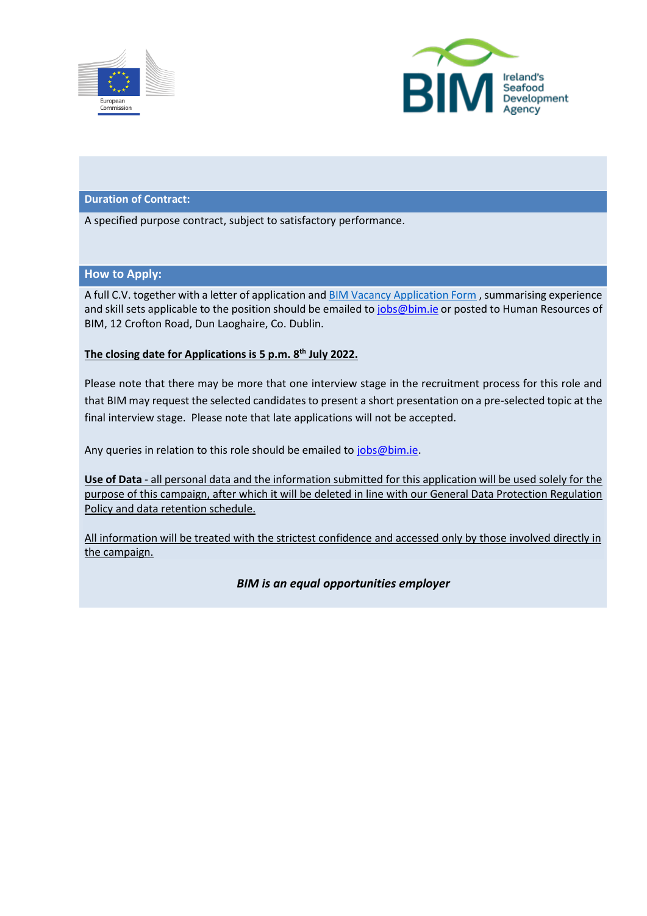## Duration of Contract:

A specified purpose contract, subject to satisfactory performance.

## How to Apply:

A full C.V. together with a letter of application and BIM Vacancy Application Form , summarising experience and skill sets applicable to the position should be emailed to jobs@bim.ie or posted to Human Resources of BIM, 12 Crofton Road, Dun Laoghaire, Co. Dublin.

**The closing date for Applications is 5 p.m. 8th July 2022.**

Please note that there may be more that one interview stage in the recruitment process for this role and that BIM may request the selected candidates to present a short presentation on a pre-selected topic at the final interview stage. Please note that late applications will not be accepted.

Any queries in relation to this role should be emailed to jobs@bim.ie.

**Use of Data** - all personal data and the information submitted for this application will be used solely for the purpose of this campaign, after which it will be deleted in line with our General Data Protection Regulation Policy and data retention schedule.

All information will be treated with the strictest confidence and accessed only by those involved directly in the campaign.

***BIM is an equal opportunities employer***